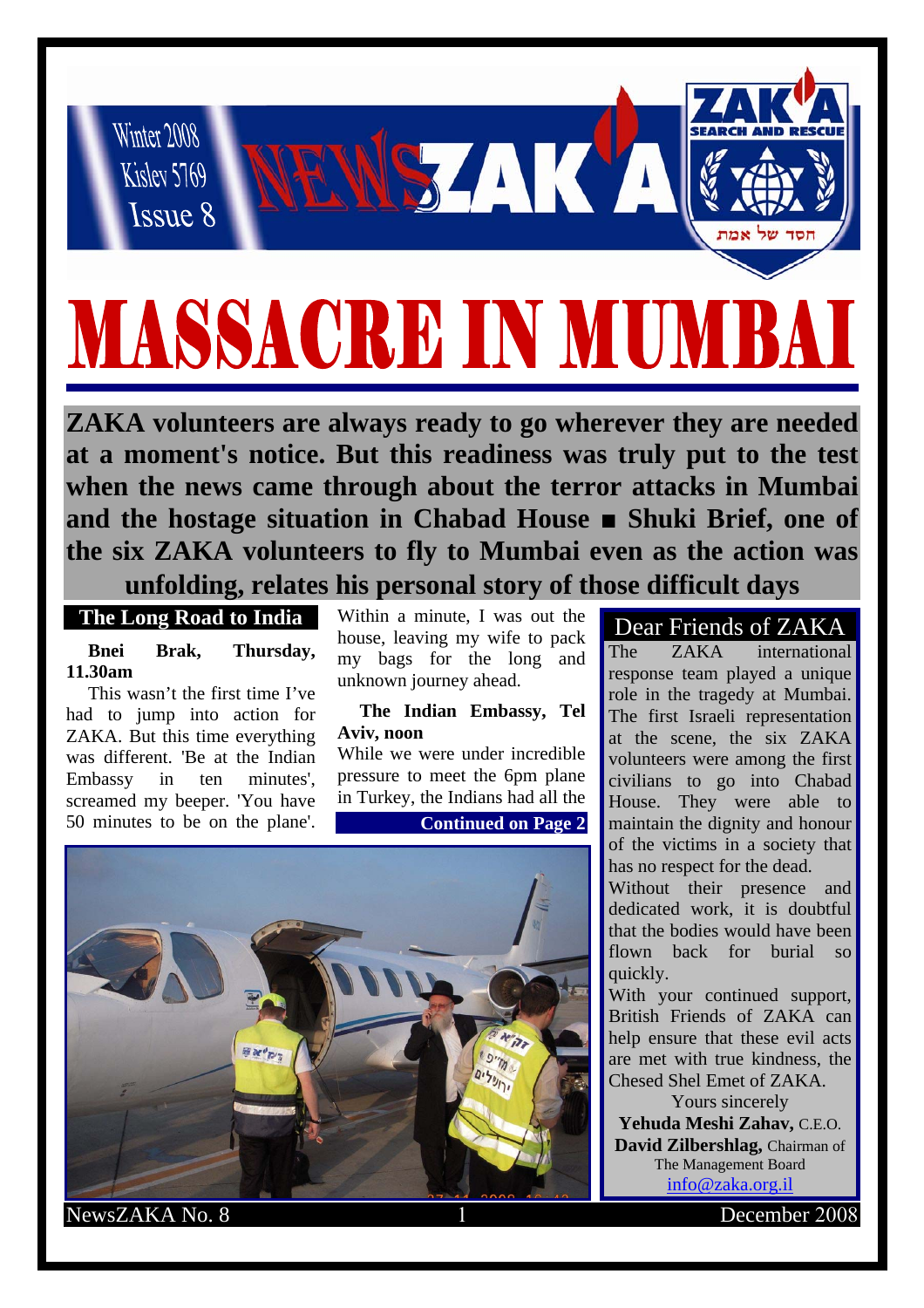Winter 2008
Kislev 5769
Issue 8

NEWS ZAK'A

ZAK'A SEARCH AND RESCUE

חסד של אמת

# MASSACRE IN MUMBAI

**ZAKA volunteers are always ready to go wherever they are needed at a moment's notice. But this readiness was truly put to the test when the news came through about the terror attacks in Mumbai and the hostage situation in Chabad House ■ Shuki Brief, one of the six ZAKA volunteers to fly to Mumbai even as the action was unfolding, relates his personal story of those difficult days**

## The Long Road to India

**Bnei Brak, Thursday, 11.30am**

This wasn't the first time I've had to jump into action for ZAKA. But this time everything was different. 'Be at the Indian Embassy in ten minutes', screamed my beeper. 'You have 50 minutes to be on the plane'. Within a minute, I was out the house, leaving my wife to pack my bags for the long and unknown journey ahead.

**The Indian Embassy, Tel Aviv, noon**

While we were under incredible pressure to meet the 6pm plane in Turkey, the Indians had all the

**Continued on Page 2**

## Dear Friends of ZAKA

The ZAKA international response team played a unique role in the tragedy at Mumbai. The first Israeli representation at the scene, the six ZAKA volunteers were among the first civilians to go into Chabad House. They were able to maintain the dignity and honour of the victims in a society that has no respect for the dead.

Without their presence and dedicated work, it is doubtful that the bodies would have been flown back for burial so quickly.

With your continued support, British Friends of ZAKA can help ensure that these evil acts are met with true kindness, the Chesed Shel Emet of ZAKA.

Yours sincerely

**Yehuda Meshi Zahav,** C.E.O.

**David Zilbershlag,** Chairman of The Management Board

info@zaka.org.il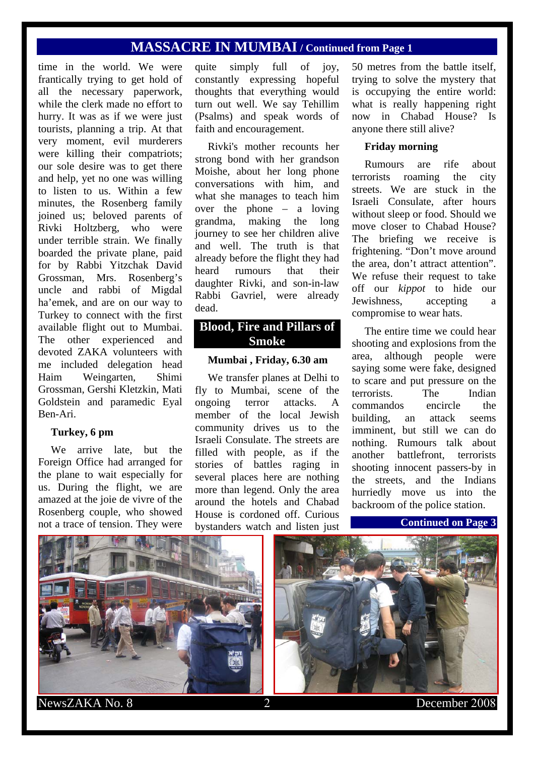## MASSACRE IN MUMBAI / Continued from Page 1

time in the world. We were frantically trying to get hold of all the necessary paperwork, while the clerk made no effort to hurry. It was as if we were just tourists, planning a trip. At that very moment, evil murderers were killing their compatriots; our sole desire was to get there and help, yet no one was willing to listen to us. Within a few minutes, the Rosenberg family joined us; beloved parents of Rivki Holtzberg, who were under terrible strain. We finally boarded the private plane, paid for by Rabbi Yitzchak David Grossman, Mrs. Rosenberg's uncle and rabbi of Migdal ha'emek, and are on our way to Turkey to connect with the first available flight out to Mumbai. The other experienced and devoted ZAKA volunteers with me included delegation head Haim Weingarten, Shimi Grossman, Gershi Kletzkin, Mati Goldstein and paramedic Eyal Ben-Ari.

**Turkey, 6 pm**

We arrive late, but the Foreign Office had arranged for the plane to wait especially for us. During the flight, we are amazed at the joie de vivre of the Rosenberg couple, who showed not a trace of tension. They were quite simply full of joy, constantly expressing hopeful thoughts that everything would turn out well. We say Tehillim (Psalms) and speak words of faith and encouragement.

Rivki's mother recounts her strong bond with her grandson Moishe, about her long phone conversations with him, and what she manages to teach him over the phone – a loving grandma, making the long journey to see her children alive and well. The truth is that already before the flight they had heard rumours that their daughter Rivki, and son-in-law Rabbi Gavriel, were already dead.

### Blood, Fire and Pillars of Smoke

**Mumbai , Friday, 6.30 am**

We transfer planes at Delhi to fly to Mumbai, scene of the ongoing terror attacks. A member of the local Jewish community drives us to the Israeli Consulate. The streets are filled with people, as if the stories of battles raging in several places here are nothing more than legend. Only the area around the hotels and Chabad House is cordoned off. Curious bystanders watch and listen just 50 metres from the battle itself, trying to solve the mystery that is occupying the entire world: what is really happening right now in Chabad House? Is anyone there still alive?

**Friday morning**

Rumours are rife about terrorists roaming the city streets. We are stuck in the Israeli Consulate, after hours without sleep or food. Should we move closer to Chabad House? The briefing we receive is frightening. "Don't move around the area, don't attract attention". We refuse their request to take off our *kippot* to hide our Jewishness, accepting a compromise to wear hats.

The entire time we could hear shooting and explosions from the area, although people were saying some were fake, designed to scare and put pressure on the terrorists. The Indian commandos encircle the building, an attack seems imminent, but still we can do nothing. Rumours talk about another battlefront, terrorists shooting innocent passers-by in the streets, and the Indians hurriedly move us into the backroom of the police station.

**Continued on Page 3**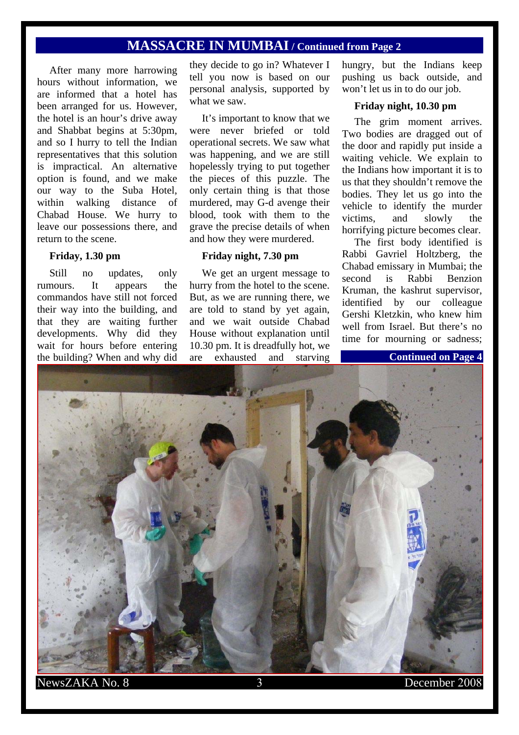## MASSACRE IN MUMBAI / Continued from Page 2

After many more harrowing hours without information, we are informed that a hotel has been arranged for us. However, the hotel is an hour's drive away and Shabbat begins at 5:30pm, and so I hurry to tell the Indian representatives that this solution is impractical. An alternative option is found, and we make our way to the Suba Hotel, within walking distance of Chabad House. We hurry to leave our possessions there, and return to the scene.

**Friday, 1.30 pm**

Still no updates, only rumours. It appears the commandos have still not forced their way into the building, and that they are waiting further developments. Why did they wait for hours before entering the building? When and why did they decide to go in? Whatever I tell you now is based on our personal analysis, supported by what we saw.

It's important to know that we were never briefed or told operational secrets. We saw what was happening, and we are still hopelessly trying to put together the pieces of this puzzle. The only certain thing is that those murdered, may G-d avenge their blood, took with them to the grave the precise details of when and how they were murdered.

**Friday night, 7.30 pm**

We get an urgent message to hurry from the hotel to the scene. But, as we are running there, we are told to stand by yet again, and we wait outside Chabad House without explanation until 10.30 pm. It is dreadfully hot, we are exhausted and starving hungry, but the Indians keep pushing us back outside, and won't let us in to do our job.

**Friday night, 10.30 pm**

The grim moment arrives. Two bodies are dragged out of the door and rapidly put inside a waiting vehicle. We explain to the Indians how important it is to us that they shouldn't remove the bodies. They let us go into the vehicle to identify the murder victims, and slowly the horrifying picture becomes clear.

The first body identified is Rabbi Gavriel Holtzberg, the Chabad emissary in Mumbai; the second is Rabbi Benzion Kruman, the kashrut supervisor, identified by our colleague Gershi Kletzkin, who knew him well from Israel. But there's no time for mourning or sadness;

**Continued on Page 4**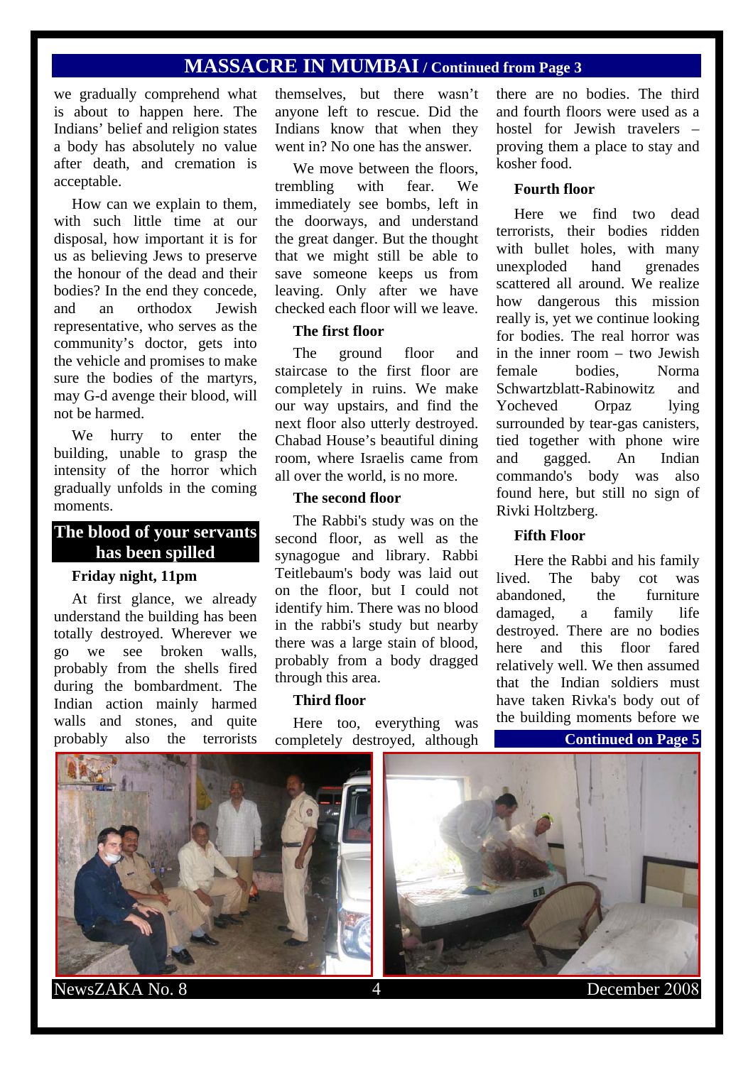## MASSACRE IN MUMBAI / Continued from Page 3

we gradually comprehend what is about to happen here. The Indians' belief and religion states a body has absolutely no value after death, and cremation is acceptable.

How can we explain to them, with such little time at our disposal, how important it is for us as believing Jews to preserve the honour of the dead and their bodies? In the end they concede, and an orthodox Jewish representative, who serves as the community's doctor, gets into the vehicle and promises to make sure the bodies of the martyrs, may G-d avenge their blood, will not be harmed.

We hurry to enter the building, unable to grasp the intensity of the horror which gradually unfolds in the coming moments.

## The blood of your servants has been spilled

**Friday night, 11pm**

At first glance, we already understand the building has been totally destroyed. Wherever we go we see broken walls, probably from the shells fired during the bombardment. The Indian action mainly harmed walls and stones, and quite probably also the terrorists themselves, but there wasn't anyone left to rescue. Did the Indians know that when they went in? No one has the answer.

We move between the floors, trembling with fear. We immediately see bombs, left in the doorways, and understand the great danger. But the thought that we might still be able to save someone keeps us from leaving. Only after we have checked each floor will we leave.

**The first floor**

The ground floor and staircase to the first floor are completely in ruins. We make our way upstairs, and find the next floor also utterly destroyed. Chabad House's beautiful dining room, where Israelis came from all over the world, is no more.

**The second floor**

The Rabbi's study was on the second floor, as well as the synagogue and library. Rabbi Teitlebaum's body was laid out on the floor, but I could not identify him. There was no blood in the rabbi's study but nearby there was a large stain of blood, probably from a body dragged through this area.

**Third floor**

Here too, everything was completely destroyed, although there are no bodies. The third and fourth floors were used as a hostel for Jewish travelers – proving them a place to stay and kosher food.

**Fourth floor**

Here we find two dead terrorists, their bodies ridden with bullet holes, with many unexploded hand grenades scattered all around. We realize how dangerous this mission really is, yet we continue looking for bodies. The real horror was in the inner room – two Jewish female bodies, Norma Schwartzblatt-Rabinowitz and Yocheved Orpaz lying surrounded by tear-gas canisters, tied together with phone wire and gagged. An Indian commando's body was also found here, but still no sign of Rivki Holtzberg.

**Fifth Floor**

Here the Rabbi and his family lived. The baby cot was abandoned, the furniture damaged, a family life destroyed. There are no bodies here and this floor fared relatively well. We then assumed that the Indian soldiers must have taken Rivka's body out of the building moments before we

**Continued on Page 5**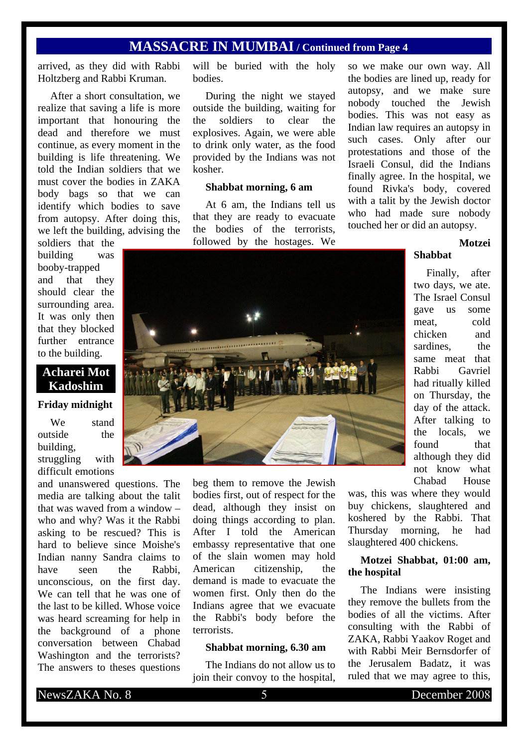# MASSACRE IN MUMBAI / Continued from Page 4

arrived, as they did with Rabbi Holtzberg and Rabbi Kruman.

After a short consultation, we realize that saving a life is more important that honouring the dead and therefore we must continue, as every moment in the building is life threatening. We told the Indian soldiers that we must cover the bodies in ZAKA body bags so that we can identify which bodies to save from autopsy. After doing this, we left the building, advising the soldiers that the building was booby-trapped and that they should clear the surrounding area. It was only then that they blocked further entrance to the building.

## Acharei Mot Kadoshim

**Friday midnight**

We stand outside the building, struggling with difficult emotions and unanswered questions. The media are talking about the talit that was waved from a window – who and why? Was it the Rabbi asking to be rescued? This is hard to believe since Moishe's Indian nanny Sandra claims to have seen the Rabbi, unconscious, on the first day. We can tell that he was one of the last to be killed. Whose voice was heard screaming for help in the background of a phone conversation between Chabad Washington and the terrorists? The answers to theses questions will be buried with the holy bodies.

During the night we stayed outside the building, waiting for the soldiers to clear the explosives. Again, we were able to drink only water, as the food provided by the Indians was not kosher.

**Shabbat morning, 6 am**

At 6 am, the Indians tell us that they are ready to evacuate the bodies of the terrorists, followed by the hostages. We beg them to remove the Jewish bodies first, out of respect for the dead, although they insist on doing things according to plan. After I told the American embassy representative that one of the slain women may hold American citizenship, the demand is made to evacuate the women first. Only then do the Indians agree that we evacuate the Rabbi's body before the terrorists.

**Shabbat morning, 6.30 am**

The Indians do not allow us to join their convoy to the hospital, so we make our own way. All the bodies are lined up, ready for autopsy, and we make sure nobody touched the Jewish bodies. This was not easy as Indian law requires an autopsy in such cases. Only after our protestations and those of the Israeli Consul, did the Indians finally agree. In the hospital, we found Rivka's body, covered with a talit by the Jewish doctor who had made sure nobody touched her or did an autopsy.

**Motzei Shabbat**

Finally, after two days, we ate. The Israel Consul gave us some meat, cold chicken and sardines, the same meat that Rabbi Gavriel had ritually killed on Thursday, the day of the attack. After talking to the locals, we found that although they did not know what Chabad House was, this was where they would buy chickens, slaughtered and koshered by the Rabbi. That Thursday morning, he had slaughtered 400 chickens.

**Motzei Shabbat, 01:00 am, the hospital**

The Indians were insisting they remove the bullets from the bodies of all the victims. After consulting with the Rabbi of ZAKA, Rabbi Yaakov Roget and with Rabbi Meir Bernsdorfer of the Jerusalem Badatz, it was ruled that we may agree to this,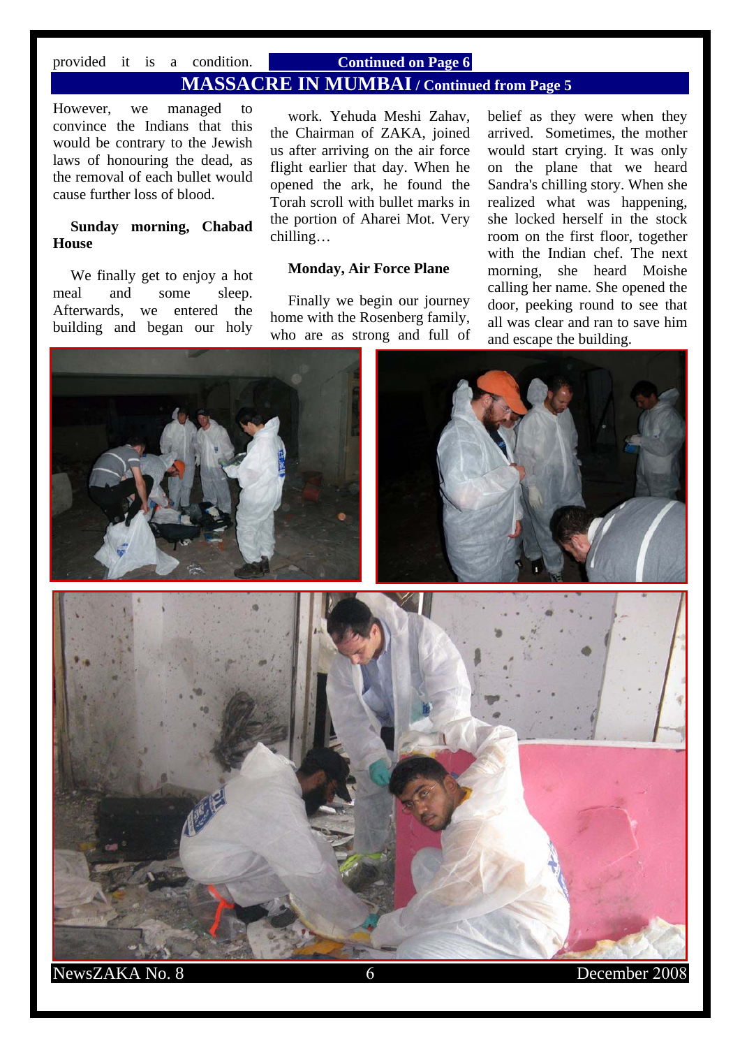provided it is a condition. **Continued on Page 6**

## MASSACRE IN MUMBAI / Continued from Page 5

However, we managed to convince the Indians that this would be contrary to the Jewish laws of honouring the dead, as the removal of each bullet would cause further loss of blood.

**Sunday morning, Chabad House**

We finally get to enjoy a hot meal and some sleep. Afterwards, we entered the building and began our holy work. Yehuda Meshi Zahav, the Chairman of ZAKA, joined us after arriving on the air force flight earlier that day. When he opened the ark, he found the Torah scroll with bullet marks in the portion of Aharei Mot. Very chilling…

**Monday, Air Force Plane**

Finally we begin our journey home with the Rosenberg family, who are as strong and full of belief as they were when they arrived. Sometimes, the mother would start crying. It was only on the plane that we heard Sandra's chilling story. When she realized what was happening, she locked herself in the stock room on the first floor, together with the Indian chef. The next morning, she heard Moishe calling her name. She opened the door, peeking round to see that all was clear and ran to save him and escape the building.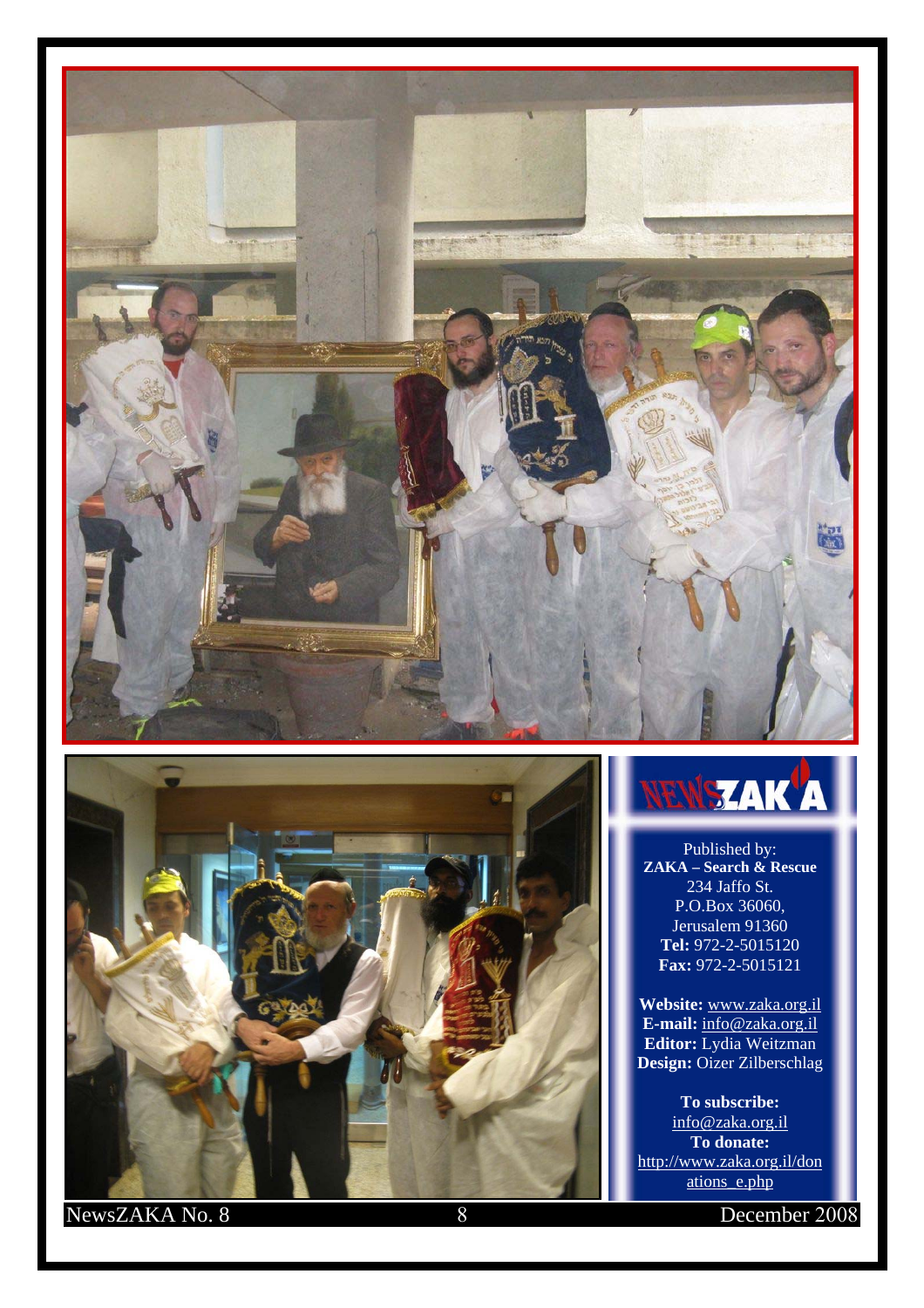# NEWS ZAKA

Published by:
**ZAKA – Search & Rescue**
234 Jaffo St.
P.O.Box 36060,
Jerusalem 91360
**Tel:** 972-2-5015120
**Fax:** 972-2-5015121

**Website:** www.zaka.org.il
**E-mail:** info@zaka.org.il
**Editor:** Lydia Weitzman
**Design:** Oizer Zilberschlag

**To subscribe:**
info@zaka.org.il
**To donate:**
http://www.zaka.org.il/donations_e.php